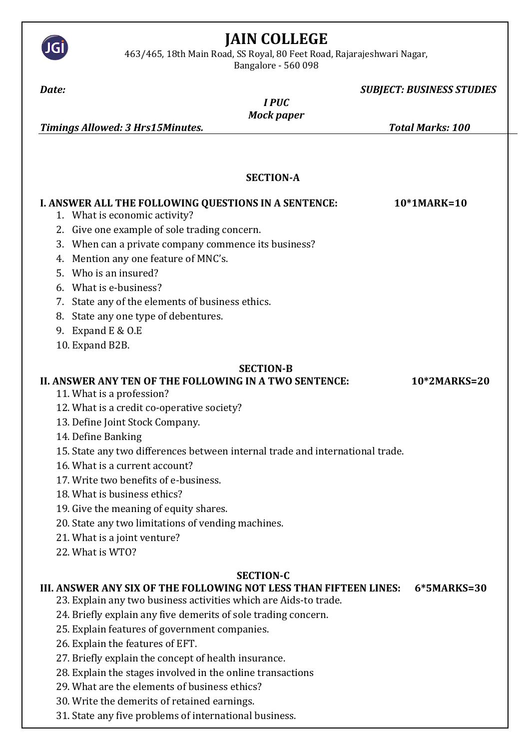# JAIN COLLEGE

463/465, 18th Main Road, SS Royal, 80 Feet Road, Rajarajeshwari Nagar,
Bangalore - 560 098

***Date:*** ***SUBJECT: BUSINESS STUDIES***

***I PUC***

***Mock paper***

***Timings Allowed: 3 Hrs15Minutes.*** ***Total Marks: 100***

## SECTION-A

**I. ANSWER ALL THE FOLLOWING QUESTIONS IN A SENTENCE: 10*1MARK=10**

1. What is economic activity?
2. Give one example of sole trading concern.
3. When can a private company commence its business?
4. Mention any one feature of MNC's.
5. Who is an insured?
6. What is e-business?
7. State any of the elements of business ethics.
8. State any one type of debentures.
9. Expand E & O.E
10. Expand B2B.

## SECTION-B

**II. ANSWER ANY TEN OF THE FOLLOWING IN A TWO SENTENCE: 10*2MARKS=20**

11. What is a profession?
12. What is a credit co-operative society?
13. Define Joint Stock Company.
14. Define Banking
15. State any two differences between internal trade and international trade.
16. What is a current account?
17. Write two benefits of e-business.
18. What is business ethics?
19. Give the meaning of equity shares.
20. State any two limitations of vending machines.
21. What is a joint venture?
22. What is WTO?

## SECTION-C

**III. ANSWER ANY SIX OF THE FOLLOWING NOT LESS THAN FIFTEEN LINES: 6*5MARKS=30**

23. Explain any two business activities which are Aids-to trade.
24. Briefly explain any five demerits of sole trading concern.
25. Explain features of government companies.
26. Explain the features of EFT.
27. Briefly explain the concept of health insurance.
28. Explain the stages involved in the online transactions
29. What are the elements of business ethics?
30. Write the demerits of retained earnings.
31. State any five problems of international business.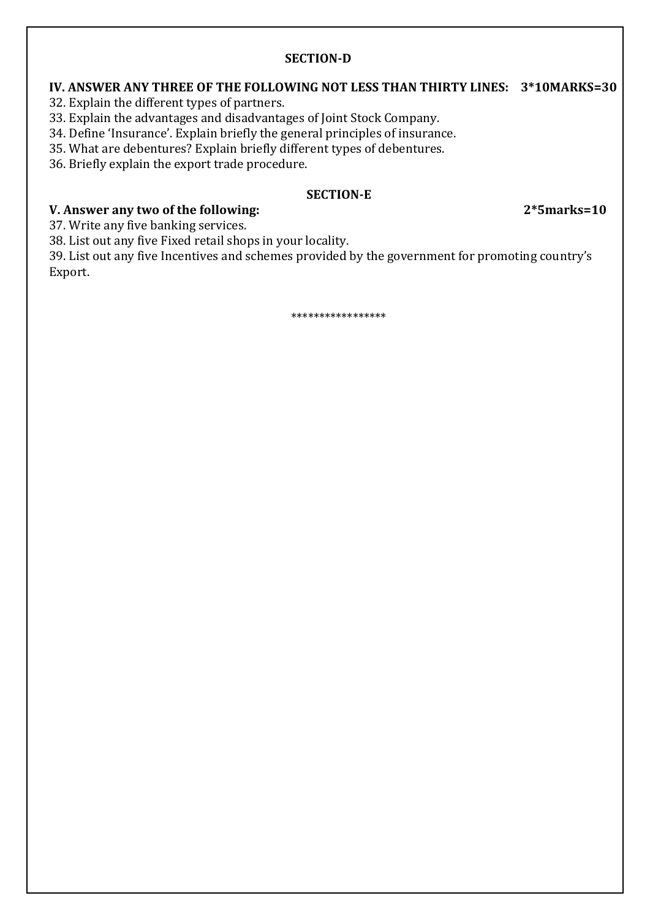## SECTION-D

**IV. ANSWER ANY THREE OF THE FOLLOWING NOT LESS THAN THIRTY LINES: 3*10MARKS=30**

32. Explain the different types of partners.
33. Explain the advantages and disadvantages of Joint Stock Company.
34. Define 'Insurance'. Explain briefly the general principles of insurance.
35. What are debentures? Explain briefly different types of debentures.
36. Briefly explain the export trade procedure.

## SECTION-E

**V. Answer any two of the following: 2*5marks=10**

37. Write any five banking services.
38. List out any five Fixed retail shops in your locality.
39. List out any five Incentives and schemes provided by the government for promoting country's Export.

*****************